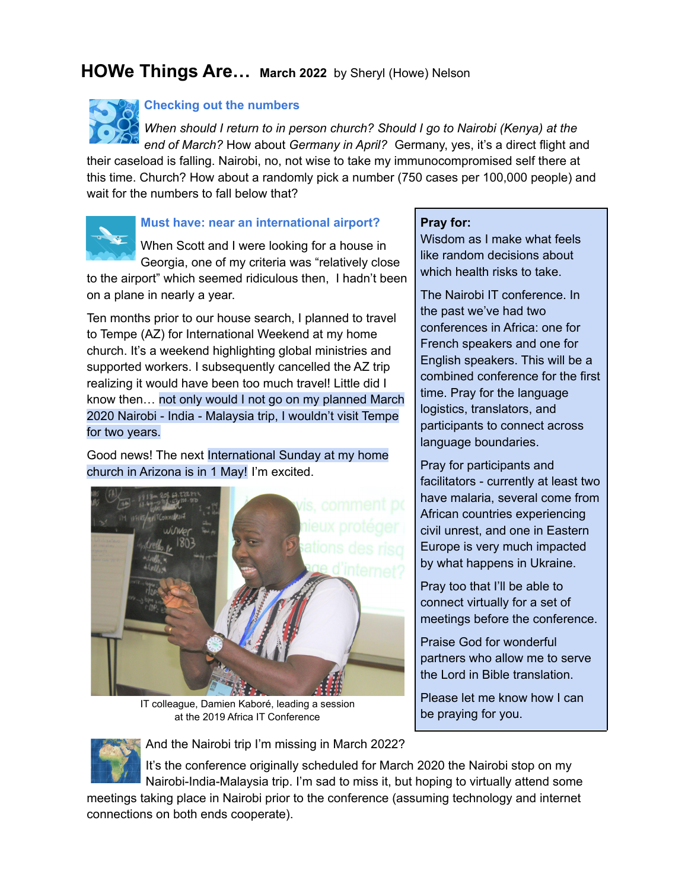# HOWe Things Are… **March 2022** by Sheryl (Howe) Nelson

## Checking out the numbers

*When should I return to in person church? Should I go to Nairobi (Kenya) at the end of March?* How about *Germany in April?* Germany, yes, it's a direct flight and their caseload is falling. Nairobi, no, not wise to take my immunocompromised self there at this time. Church? How about a randomly pick a number (750 cases per 100,000 people) and wait for the numbers to fall below that?

## Must have: near an international airport?

When Scott and I were looking for a house in Georgia, one of my criteria was "relatively close to the airport" which seemed ridiculous then, I hadn't been on a plane in nearly a year.

Ten months prior to our house search, I planned to travel to Tempe (AZ) for International Weekend at my home church. It's a weekend highlighting global ministries and supported workers. I subsequently cancelled the AZ trip realizing it would have been too much travel! Little did I know then… not only would I not go on my planned March 2020 Nairobi - India - Malaysia trip, I wouldn't visit Tempe for two years.

Good news! The next International Sunday at my home church in Arizona is in 1 May! I'm excited.

IT colleague, Damien Kaboré, leading a session at the 2019 Africa IT Conference

**Pray for:**

Wisdom as I make what feels like random decisions about which health risks to take.

The Nairobi IT conference. In the past we've had two conferences in Africa: one for French speakers and one for English speakers. This will be a combined conference for the first time. Pray for the language logistics, translators, and participants to connect across language boundaries.

Pray for participants and facilitators - currently at least two have malaria, several come from African countries experiencing civil unrest, and one in Eastern Europe is very much impacted by what happens in Ukraine.

Pray too that I'll be able to connect virtually for a set of meetings before the conference.

Praise God for wonderful partners who allow me to serve the Lord in Bible translation.

Please let me know how I can be praying for you.

And the Nairobi trip I'm missing in March 2022?

It's the conference originally scheduled for March 2020 the Nairobi stop on my Nairobi-India-Malaysia trip. I'm sad to miss it, but hoping to virtually attend some meetings taking place in Nairobi prior to the conference (assuming technology and internet connections on both ends cooperate).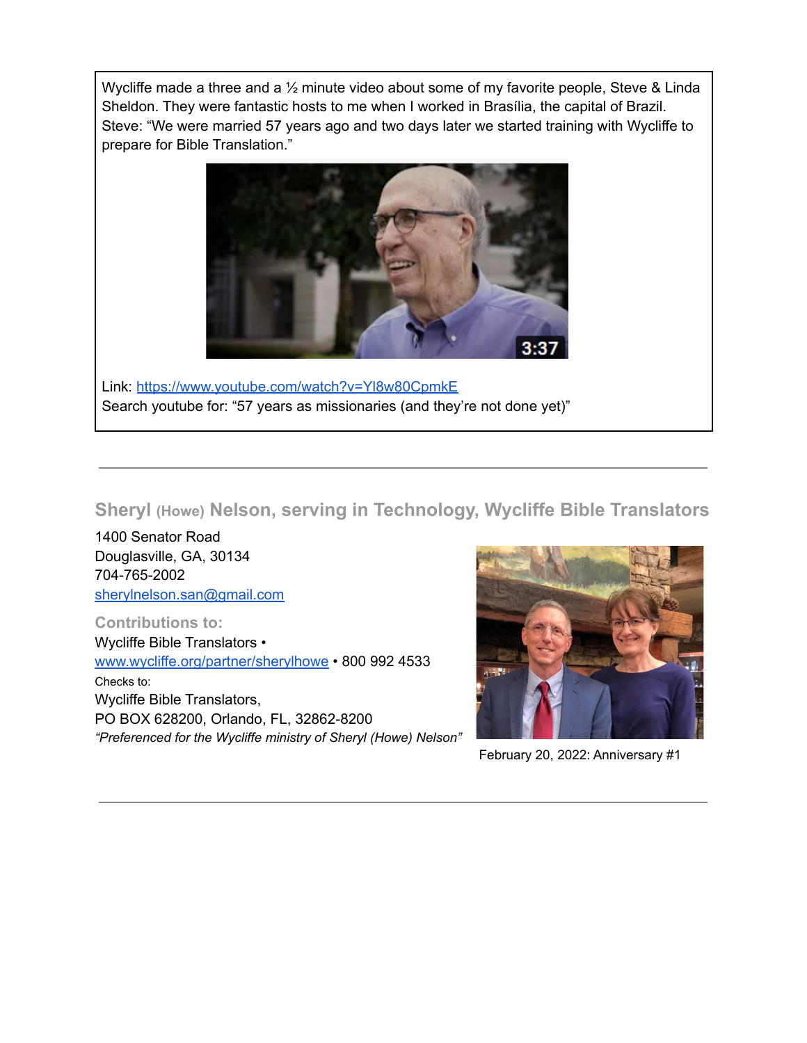Wycliffe made a three and a ½ minute video about some of my favorite people, Steve & Linda Sheldon. They were fantastic hosts to me when I worked in Brasília, the capital of Brazil. Steve: "We were married 57 years ago and two days later we started training with Wycliffe to prepare for Bible Translation."

3:37

Link: [https://www.youtube.com/watch?v=Yl8w80CpmkE](https://www.youtube.com/watch?v=Yl8w80CpmkE)
Search youtube for: "57 years as missionaries (and they're not done yet)"

---

## Sheryl (Howe) Nelson, serving in Technology, Wycliffe Bible Translators

1400 Senator Road
Douglasville, GA, 30134
704-765-2002
[sherylnelson.san@gmail.com](mailto:sherylnelson.san@gmail.com)

**Contributions to:**

Wycliffe Bible Translators • [www.wycliffe.org/partner/sherylhowe](http://www.wycliffe.org/partner/sherylhowe) • 800 992 4533

Checks to:

Wycliffe Bible Translators,
PO BOX 628200, Orlando, FL, 32862-8200
*"Preferenced for the Wycliffe ministry of Sheryl (Howe) Nelson"*

February 20, 2022: Anniversary #1

---